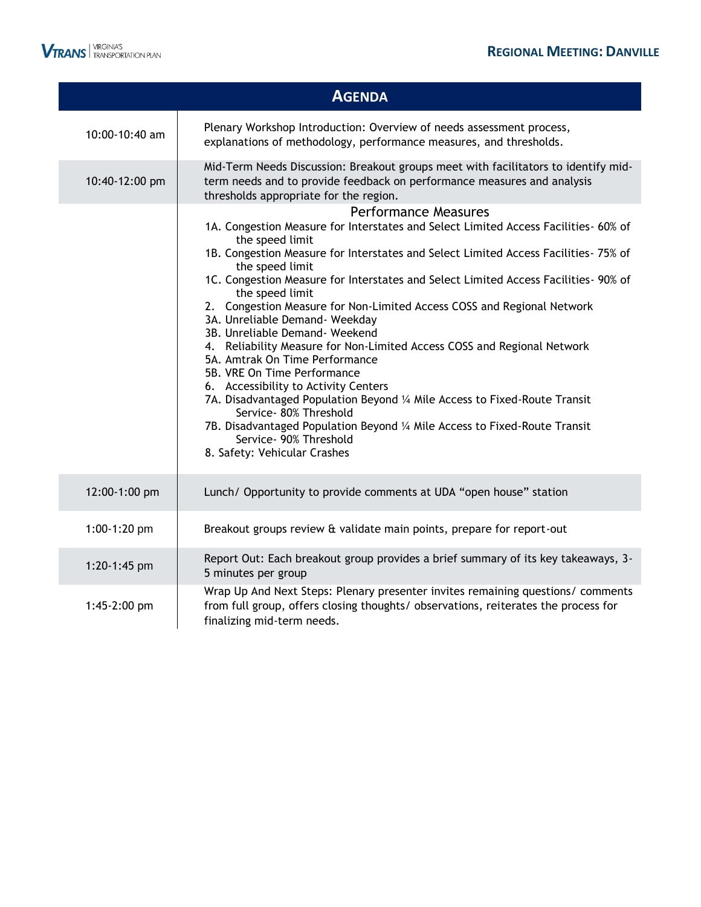# Regional Meeting: Danville

## Agenda

| | |
|---|---|
| 10:00-10:40 am | Plenary Workshop Introduction: Overview of needs assessment process, explanations of methodology, performance measures, and thresholds. |
| 10:40-12:00 pm | Mid-Term Needs Discussion: Breakout groups meet with facilitators to identify mid-term needs and to provide feedback on performance measures and analysis thresholds appropriate for the region. |
| | **Performance Measures**<br>1A. Congestion Measure for Interstates and Select Limited Access Facilities- 60% of the speed limit<br>1B. Congestion Measure for Interstates and Select Limited Access Facilities- 75% of the speed limit<br>1C. Congestion Measure for Interstates and Select Limited Access Facilities- 90% of the speed limit<br>2. Congestion Measure for Non-Limited Access COSS and Regional Network<br>3A. Unreliable Demand- Weekday<br>3B. Unreliable Demand- Weekend<br>4. Reliability Measure for Non-Limited Access COSS and Regional Network<br>5A. Amtrak On Time Performance<br>5B. VRE On Time Performance<br>6. Accessibility to Activity Centers<br>7A. Disadvantaged Population Beyond ¼ Mile Access to Fixed-Route Transit Service- 80% Threshold<br>7B. Disadvantaged Population Beyond ¼ Mile Access to Fixed-Route Transit Service- 90% Threshold<br>8. Safety: Vehicular Crashes |
| 12:00-1:00 pm | Lunch/ Opportunity to provide comments at UDA "open house" station |
| 1:00-1:20 pm | Breakout groups review & validate main points, prepare for report-out |
| 1:20-1:45 pm | Report Out: Each breakout group provides a brief summary of its key takeaways, 3-5 minutes per group |
| 1:45-2:00 pm | Wrap Up And Next Steps: Plenary presenter invites remaining questions/ comments from full group, offers closing thoughts/ observations, reiterates the process for finalizing mid-term needs. |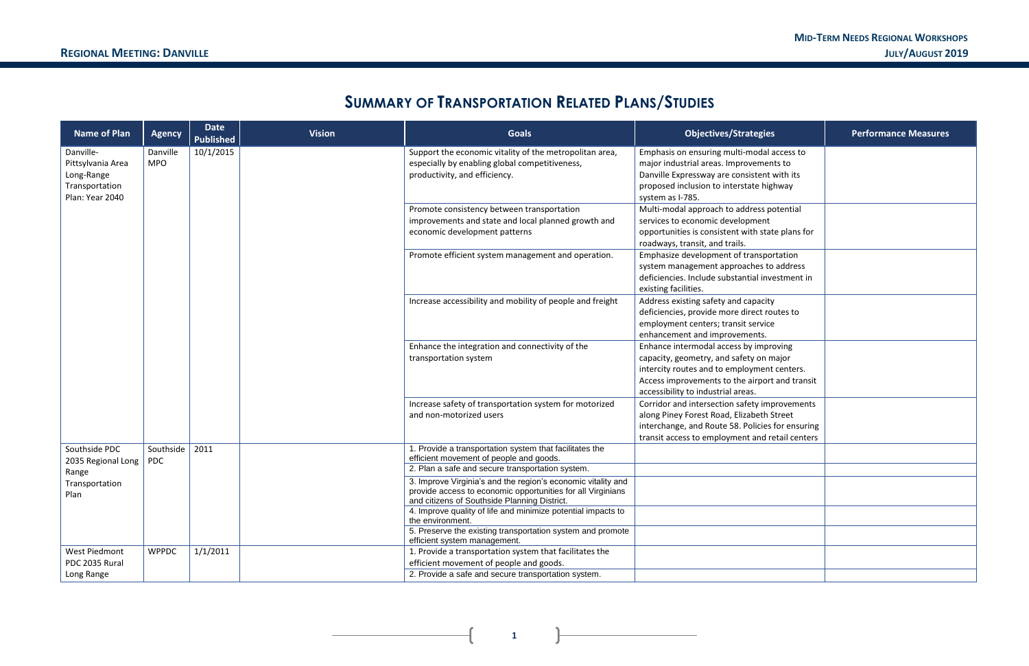## Summary of Transportation Related Plans/Studies

| Name of Plan | Agency | Date Published | Vision | Goals | Objectives/Strategies | Performance Measures |
|---|---|---|---|---|---|---|
| Danville-Pittsylvania Area Long-Range Transportation Plan: Year 2040 | Danville MPO | 10/1/2015 | | Support the economic vitality of the metropolitan area, especially by enabling global competitiveness, productivity, and efficiency. | Emphasis on ensuring multi-modal access to major industrial areas. Improvements to Danville Expressway are consistent with its proposed inclusion to interstate highway system as I-785. | |
| | | | | Promote consistency between transportation improvements and state and local planned growth and economic development patterns | Multi-modal approach to address potential services to economic development opportunities is consistent with state plans for roadways, transit, and trails. | |
| | | | | Promote efficient system management and operation. | Emphasize development of transportation system management approaches to address deficiencies. Include substantial investment in existing facilities. | |
| | | | | Increase accessibility and mobility of people and freight | Address existing safety and capacity deficiencies, provide more direct routes to employment centers; transit service enhancement and improvements. | |
| | | | | Enhance the integration and connectivity of the transportation system | Enhance intermodal access by improving capacity, geometry, and safety on major intercity routes and to employment centers. Access improvements to the airport and transit accessibility to industrial areas. | |
| | | | | Increase safety of transportation system for motorized and non-motorized users | Corridor and intersection safety improvements along Piney Forest Road, Elizabeth Street interchange, and Route 58. Policies for ensuring transit access to employment and retail centers | |
| Southside PDC 2035 Regional Long Range Transportation Plan | Southside PDC | 2011 | | 1. Provide a transportation system that facilitates the efficient movement of people and goods. | | |
| | | | | 2. Plan a safe and secure transportation system. | | |
| | | | | 3. Improve Virginia's and the region's economic vitality and provide access to economic opportunities for all Virginians and citizens of Southside Planning District. | | |
| | | | | 4. Improve quality of life and minimize potential impacts to the environment. | | |
| | | | | 5. Preserve the existing transportation system and promote efficient system management. | | |
| West Piedmont PDC 2035 Rural Long Range | WPPDC | 1/1/2011 | | 1. Provide a transportation system that facilitates the efficient movement of people and goods. | | |
| | | | | 2. Provide a safe and secure transportation system. | | |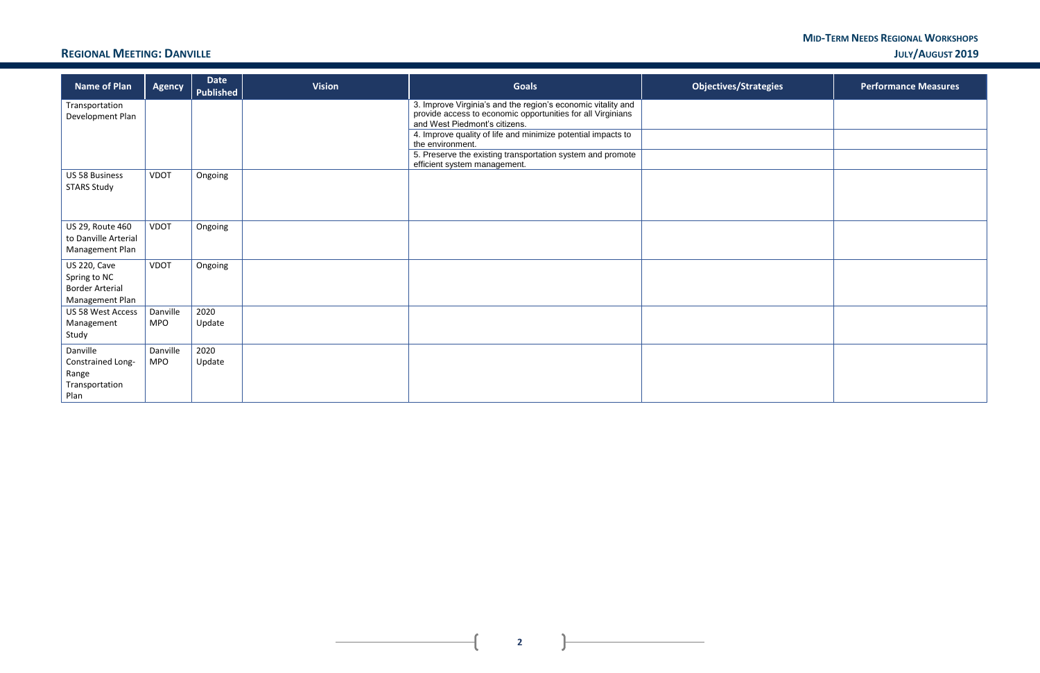| Name of Plan | Agency | Date Published | Vision | Goals | Objectives/Strategies | Performance Measures |
|---|---|---|---|---|---|---|
| Transportation Development Plan | | | | 3. Improve Virginia's and the region's economic vitality and provide access to economic opportunities for all Virginians and West Piedmont's citizens. | | |
| | | | | 4. Improve quality of life and minimize potential impacts to the environment. | | |
| | | | | 5. Preserve the existing transportation system and promote efficient system management. | | |
| US 58 Business STARS Study | VDOT | Ongoing | | | | |
| US 29, Route 460 to Danville Arterial Management Plan | VDOT | Ongoing | | | | |
| US 220, Cave Spring to NC Border Arterial Management Plan | VDOT | Ongoing | | | | |
| US 58 West Access Management Study | Danville MPO | 2020 Update | | | | |
| Danville Constrained Long-Range Transportation Plan | Danville MPO | 2020 Update | | | | |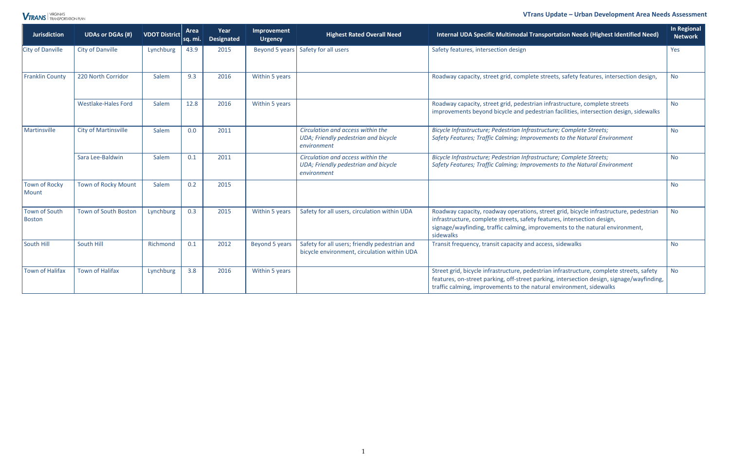| Jurisdiction | UDAs or DGAs (#) | VDOT District | Area sq. mi. | Year Designated | Improvement Urgency | Highest Rated Overall Need | Internal UDA Specific Multimodal Transportation Needs (Highest Identified Need) | In Regional Network |
|---|---|---|---|---|---|---|---|---|
| City of Danville | City of Danville | Lynchburg | 43.9 | 2015 | Beyond 5 years | Safety for all users | Safety features, intersection design | Yes |
| Franklin County | 220 North Corridor | Salem | 9.3 | 2016 | Within 5 years | | Roadway capacity, street grid, complete streets, safety features, intersection design, | No |
| | Westlake-Hales Ford | Salem | 12.8 | 2016 | Within 5 years | | Roadway capacity, street grid, pedestrian infrastructure, complete streets improvements beyond bicycle and pedestrian facilities, intersection design, sidewalks | No |
| Martinsville | City of Martinsville | Salem | 0.0 | 2011 | | *Circulation and access within the UDA; Friendly pedestrian and bicycle environment* | *Bicycle Infrastructure; Pedestrian Infrastructure; Complete Streets; Safety Features; Traffic Calming; Improvements to the Natural Environment* | No |
| | Sara Lee-Baldwin | Salem | 0.1 | 2011 | | *Circulation and access within the UDA; Friendly pedestrian and bicycle environment* | *Bicycle Infrastructure; Pedestrian Infrastructure; Complete Streets; Safety Features; Traffic Calming; Improvements to the Natural Environment* | No |
| Town of Rocky Mount | Town of Rocky Mount | Salem | 0.2 | 2015 | | | | No |
| Town of South Boston | Town of South Boston | Lynchburg | 0.3 | 2015 | Within 5 years | Safety for all users, circulation within UDA | Roadway capacity, roadway operations, street grid, bicycle infrastructure, pedestrian infrastructure, complete streets, safety features, intersection design, signage/wayfinding, traffic calming, improvements to the natural environment, sidewalks | No |
| South Hill | South Hill | Richmond | 0.1 | 2012 | Beyond 5 years | Safety for all users; friendly pedestrian and bicycle environment, circulation within UDA | Transit frequency, transit capacity and access, sidewalks | No |
| Town of Halifax | Town of Halifax | Lynchburg | 3.8 | 2016 | Within 5 years | | Street grid, bicycle infrastructure, pedestrian infrastructure, complete streets, safety features, on-street parking, off-street parking, intersection design, signage/wayfinding, traffic calming, improvements to the natural environment, sidewalks | No |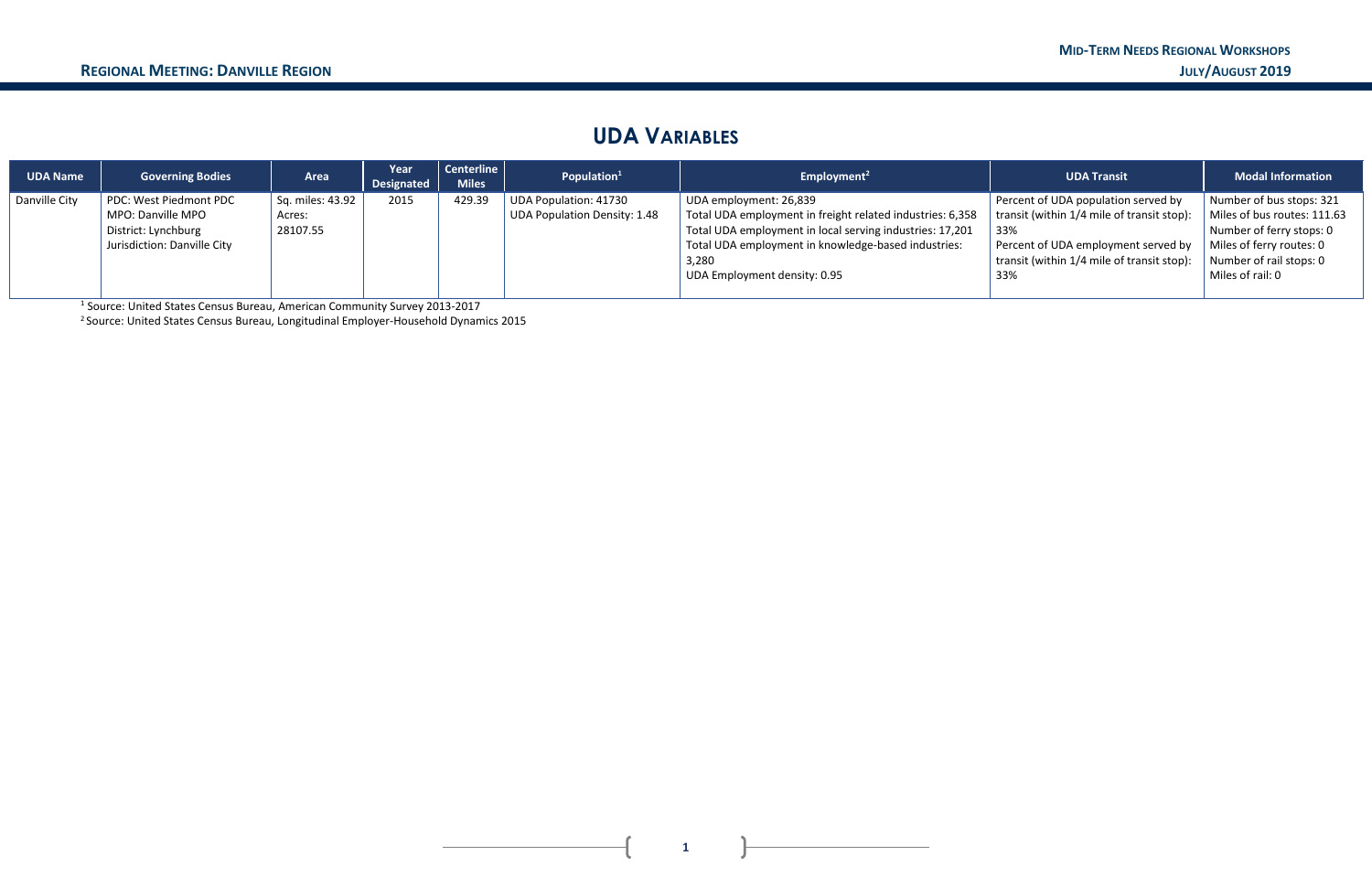# UDA VARIABLES

| UDA Name | Governing Bodies | Area | Year Designated | Centerline Miles | Population[1] | Employment[2] | UDA Transit | Modal Information |
|---|---|---|---|---|---|---|---|---|
| Danville City | PDC: West Piedmont PDC<br>MPO: Danville MPO<br>District: Lynchburg<br>Jurisdiction: Danville City | Sq. miles: 43.92<br>Acres: 28107.55 | 2015 | 429.39 | UDA Population: 41730<br>UDA Population Density: 1.48 | UDA employment: 26,839<br>Total UDA employment in freight related industries: 6,358<br>Total UDA employment in local serving industries: 17,201<br>Total UDA employment in knowledge-based industries: 3,280<br>UDA Employment density: 0.95 | Percent of UDA population served by transit (within 1/4 mile of transit stop): 33%<br>Percent of UDA employment served by transit (within 1/4 mile of transit stop): 33% | Number of bus stops: 321<br>Miles of bus routes: 111.63<br>Number of ferry stops: 0<br>Miles of ferry routes: 0<br>Number of rail stops: 0<br>Miles of rail: 0 |

[1] Source: United States Census Bureau, American Community Survey 2013-2017

[2] Source: United States Census Bureau, Longitudinal Employer-Household Dynamics 2015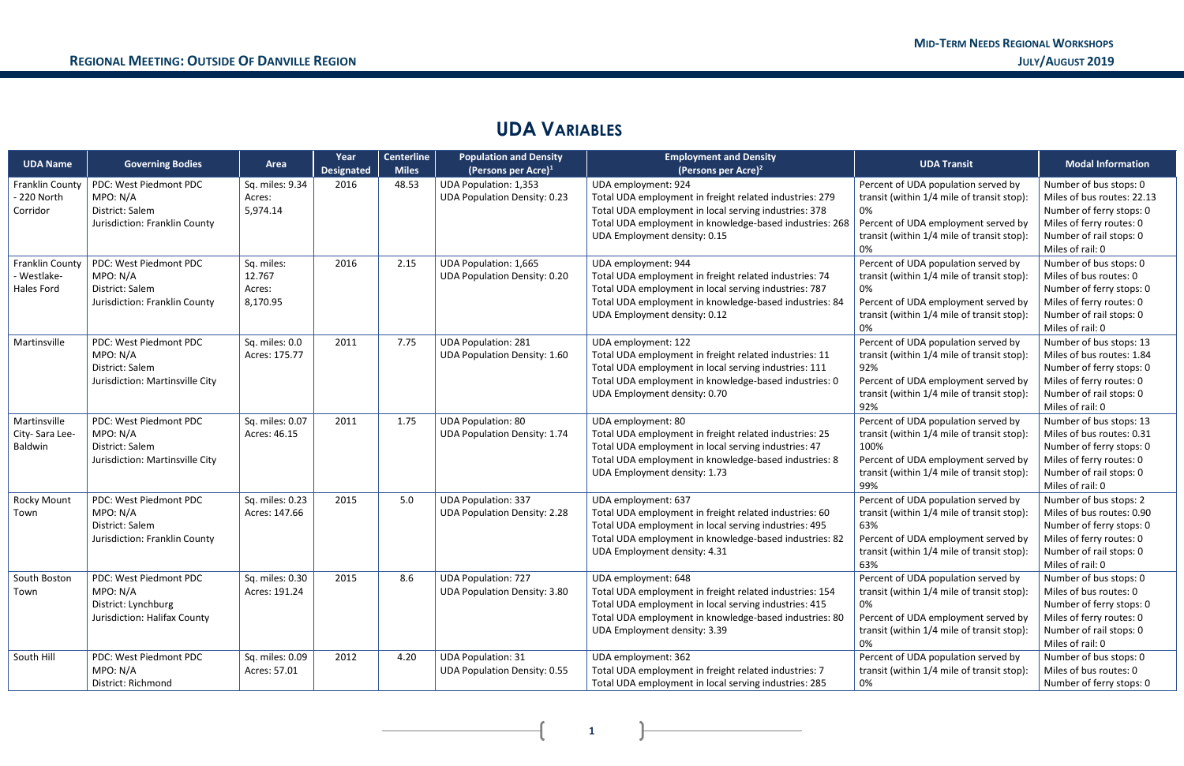# UDA Variables

| UDA Name | Governing Bodies | Area | Year Designated | Centerline Miles | Population and Density (Persons per Acre)[1] | Employment and Density (Persons per Acre)[2] | UDA Transit | Modal Information |
|---|---|---|---|---|---|---|---|---|
| Franklin County - 220 North Corridor | PDC: West Piedmont PDC<br>MPO: N/A<br>District: Salem<br>Jurisdiction: Franklin County | Sq. miles: 9.34<br>Acres: 5,974.14 | 2016 | 48.53 | UDA Population: 1,353<br>UDA Population Density: 0.23 | UDA employment: 924<br>Total UDA employment in freight related industries: 279<br>Total UDA employment in local serving industries: 378<br>Total UDA employment in knowledge-based industries: 268<br>UDA Employment density: 0.15 | Percent of UDA population served by transit (within 1/4 mile of transit stop): 0%<br>Percent of UDA employment served by transit (within 1/4 mile of transit stop): 0% | Number of bus stops: 0<br>Miles of bus routes: 22.13<br>Number of ferry stops: 0<br>Miles of ferry routes: 0<br>Number of rail stops: 0<br>Miles of rail: 0 |
| Franklin County - Westlake-Hales Ford | PDC: West Piedmont PDC<br>MPO: N/A<br>District: Salem<br>Jurisdiction: Franklin County | Sq. miles: 12.767<br>Acres: 8,170.95 | 2016 | 2.15 | UDA Population: 1,665<br>UDA Population Density: 0.20 | UDA employment: 944<br>Total UDA employment in freight related industries: 74<br>Total UDA employment in local serving industries: 787<br>Total UDA employment in knowledge-based industries: 84<br>UDA Employment density: 0.12 | Percent of UDA population served by transit (within 1/4 mile of transit stop): 0%<br>Percent of UDA employment served by transit (within 1/4 mile of transit stop): 0% | Number of bus stops: 0<br>Miles of bus routes: 0<br>Number of ferry stops: 0<br>Miles of ferry routes: 0<br>Number of rail stops: 0<br>Miles of rail: 0 |
| Martinsville | PDC: West Piedmont PDC<br>MPO: N/A<br>District: Salem<br>Jurisdiction: Martinsville City | Sq. miles: 0.0<br>Acres: 175.77 | 2011 | 7.75 | UDA Population: 281<br>UDA Population Density: 1.60 | UDA employment: 122<br>Total UDA employment in freight related industries: 11<br>Total UDA employment in local serving industries: 111<br>Total UDA employment in knowledge-based industries: 0<br>UDA Employment density: 0.70 | Percent of UDA population served by transit (within 1/4 mile of transit stop): 92%<br>Percent of UDA employment served by transit (within 1/4 mile of transit stop): 92% | Number of bus stops: 13<br>Miles of bus routes: 1.84<br>Number of ferry stops: 0<br>Miles of ferry routes: 0<br>Number of rail stops: 0<br>Miles of rail: 0 |
| Martinsville City- Sara Lee-Baldwin | PDC: West Piedmont PDC<br>MPO: N/A<br>District: Salem<br>Jurisdiction: Martinsville City | Sq. miles: 0.07<br>Acres: 46.15 | 2011 | 1.75 | UDA Population: 80<br>UDA Population Density: 1.74 | UDA employment: 80<br>Total UDA employment in freight related industries: 25<br>Total UDA employment in local serving industries: 47<br>Total UDA employment in knowledge-based industries: 8<br>UDA Employment density: 1.73 | Percent of UDA population served by transit (within 1/4 mile of transit stop): 100%<br>Percent of UDA employment served by transit (within 1/4 mile of transit stop): 99% | Number of bus stops: 13<br>Miles of bus routes: 0.31<br>Number of ferry stops: 0<br>Miles of ferry routes: 0<br>Number of rail stops: 0<br>Miles of rail: 0 |
| Rocky Mount Town | PDC: West Piedmont PDC<br>MPO: N/A<br>District: Salem<br>Jurisdiction: Franklin County | Sq. miles: 0.23<br>Acres: 147.66 | 2015 | 5.0 | UDA Population: 337<br>UDA Population Density: 2.28 | UDA employment: 637<br>Total UDA employment in freight related industries: 60<br>Total UDA employment in local serving industries: 495<br>Total UDA employment in knowledge-based industries: 82<br>UDA Employment density: 4.31 | Percent of UDA population served by transit (within 1/4 mile of transit stop): 63%<br>Percent of UDA employment served by transit (within 1/4 mile of transit stop): 63% | Number of bus stops: 2<br>Miles of bus routes: 0.90<br>Number of ferry stops: 0<br>Miles of ferry routes: 0<br>Number of rail stops: 0<br>Miles of rail: 0 |
| South Boston Town | PDC: West Piedmont PDC<br>MPO: N/A<br>District: Lynchburg<br>Jurisdiction: Halifax County | Sq. miles: 0.30<br>Acres: 191.24 | 2015 | 8.6 | UDA Population: 727<br>UDA Population Density: 3.80 | UDA employment: 648<br>Total UDA employment in freight related industries: 154<br>Total UDA employment in local serving industries: 415<br>Total UDA employment in knowledge-based industries: 80<br>UDA Employment density: 3.39 | Percent of UDA population served by transit (within 1/4 mile of transit stop): 0%<br>Percent of UDA employment served by transit (within 1/4 mile of transit stop): 0% | Number of bus stops: 0<br>Miles of bus routes: 0<br>Number of ferry stops: 0<br>Miles of ferry routes: 0<br>Number of rail stops: 0<br>Miles of rail: 0 |
| South Hill | PDC: West Piedmont PDC<br>MPO: N/A<br>District: Richmond | Sq. miles: 0.09<br>Acres: 57.01 | 2012 | 4.20 | UDA Population: 31<br>UDA Population Density: 0.55 | UDA employment: 362<br>Total UDA employment in freight related industries: 7<br>Total UDA employment in local serving industries: 285 | Percent of UDA population served by transit (within 1/4 mile of transit stop): 0% | Number of bus stops: 0<br>Miles of bus routes: 0<br>Number of ferry stops: 0 |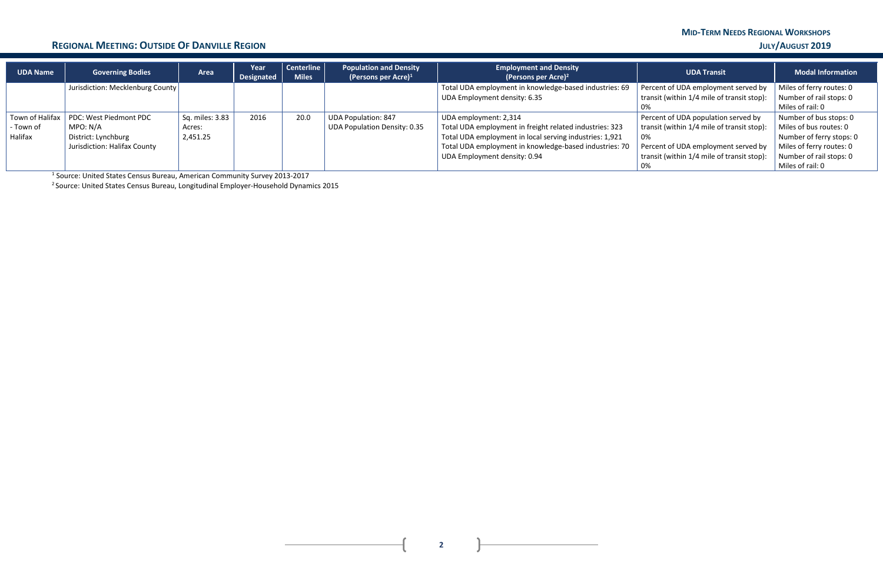| UDA Name | Governing Bodies | Area | Year Designated | Centerline Miles | Population and Density (Persons per Acre)[1] | Employment and Density (Persons per Acre)[2] | UDA Transit | Modal Information |
|---|---|---|---|---|---|---|---|---|
| | Jurisdiction: Mecklenburg County | | | | | Total UDA employment in knowledge-based industries: 69<br>UDA Employment density: 6.35 | Percent of UDA employment served by transit (within 1/4 mile of transit stop): 0% | Miles of ferry routes: 0<br>Number of rail stops: 0<br>Miles of rail: 0 |
| Town of Halifax - Town of Halifax | PDC: West Piedmont PDC<br>MPO: N/A<br>District: Lynchburg<br>Jurisdiction: Halifax County | Sq. miles: 3.83<br>Acres: 2,451.25 | 2016 | 20.0 | UDA Population: 847<br>UDA Population Density: 0.35 | UDA employment: 2,314<br>Total UDA employment in freight related industries: 323<br>Total UDA employment in local serving industries: 1,921<br>Total UDA employment in knowledge-based industries: 70<br>UDA Employment density: 0.94 | Percent of UDA population served by transit (within 1/4 mile of transit stop): 0%<br>Percent of UDA employment served by transit (within 1/4 mile of transit stop): 0% | Number of bus stops: 0<br>Miles of bus routes: 0<br>Number of ferry stops: 0<br>Miles of ferry routes: 0<br>Number of rail stops: 0<br>Miles of rail: 0 |

[1] Source: United States Census Bureau, American Community Survey 2013-2017

[2] Source: United States Census Bureau, Longitudinal Employer-Household Dynamics 2015